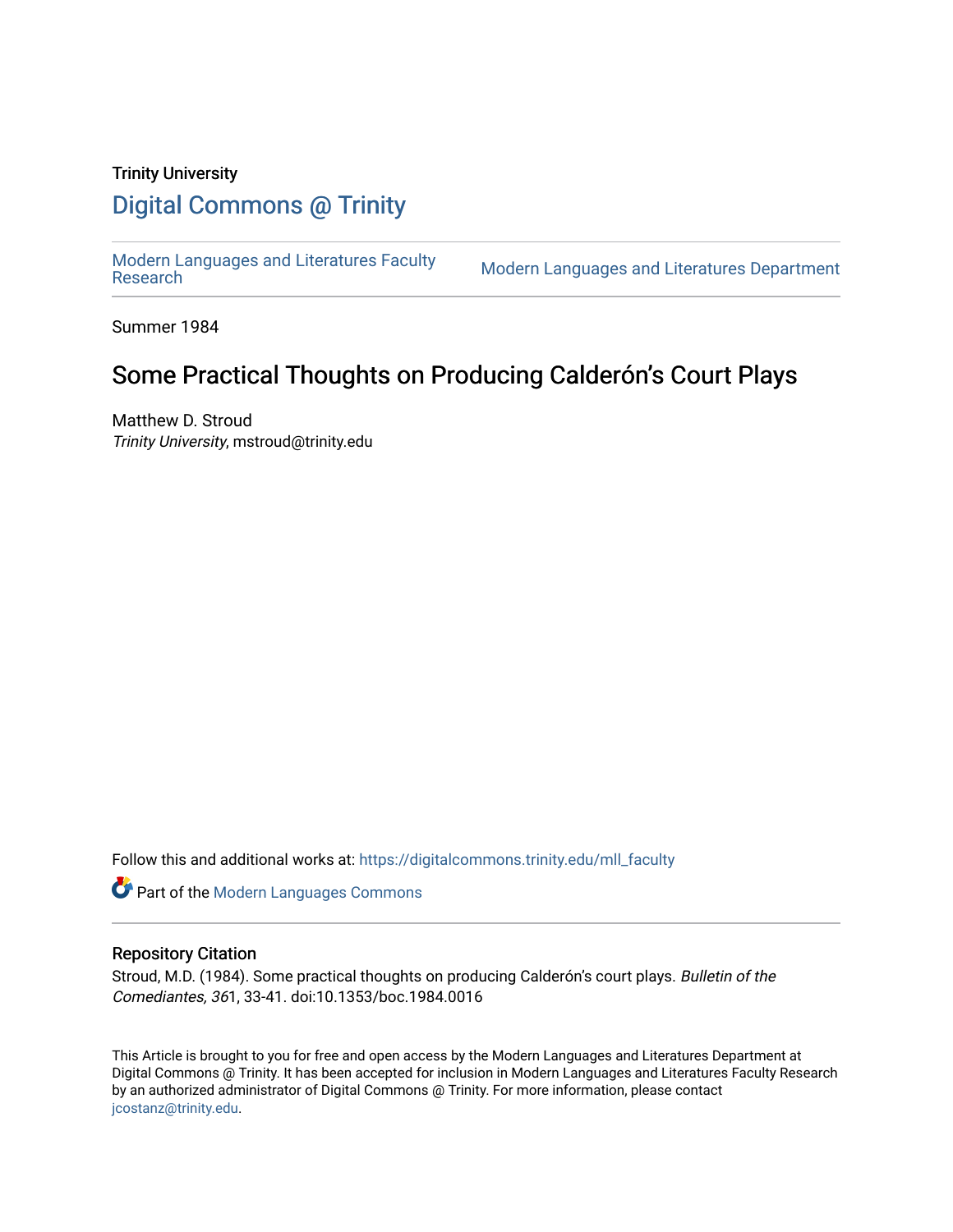Trinity University

# Digital Commons @ Trinity

Modern Languages and Literatures Faculty Research

Modern Languages and Literatures Department

Summer 1984

## Some Practical Thoughts on Producing Calderón's Court Plays

Matthew D. Stroud
*Trinity University*, mstroud@trinity.edu

Follow this and additional works at: https://digitalcommons.trinity.edu/mll_faculty

Part of the Modern Languages Commons

### Repository Citation

Stroud, M.D. (1984). Some practical thoughts on producing Calderón's court plays. *Bulletin of the Comediantes, 36*1, 33-41. doi:10.1353/boc.1984.0016

This Article is brought to you for free and open access by the Modern Languages and Literatures Department at Digital Commons @ Trinity. It has been accepted for inclusion in Modern Languages and Literatures Faculty Research by an authorized administrator of Digital Commons @ Trinity. For more information, please contact jcostanz@trinity.edu.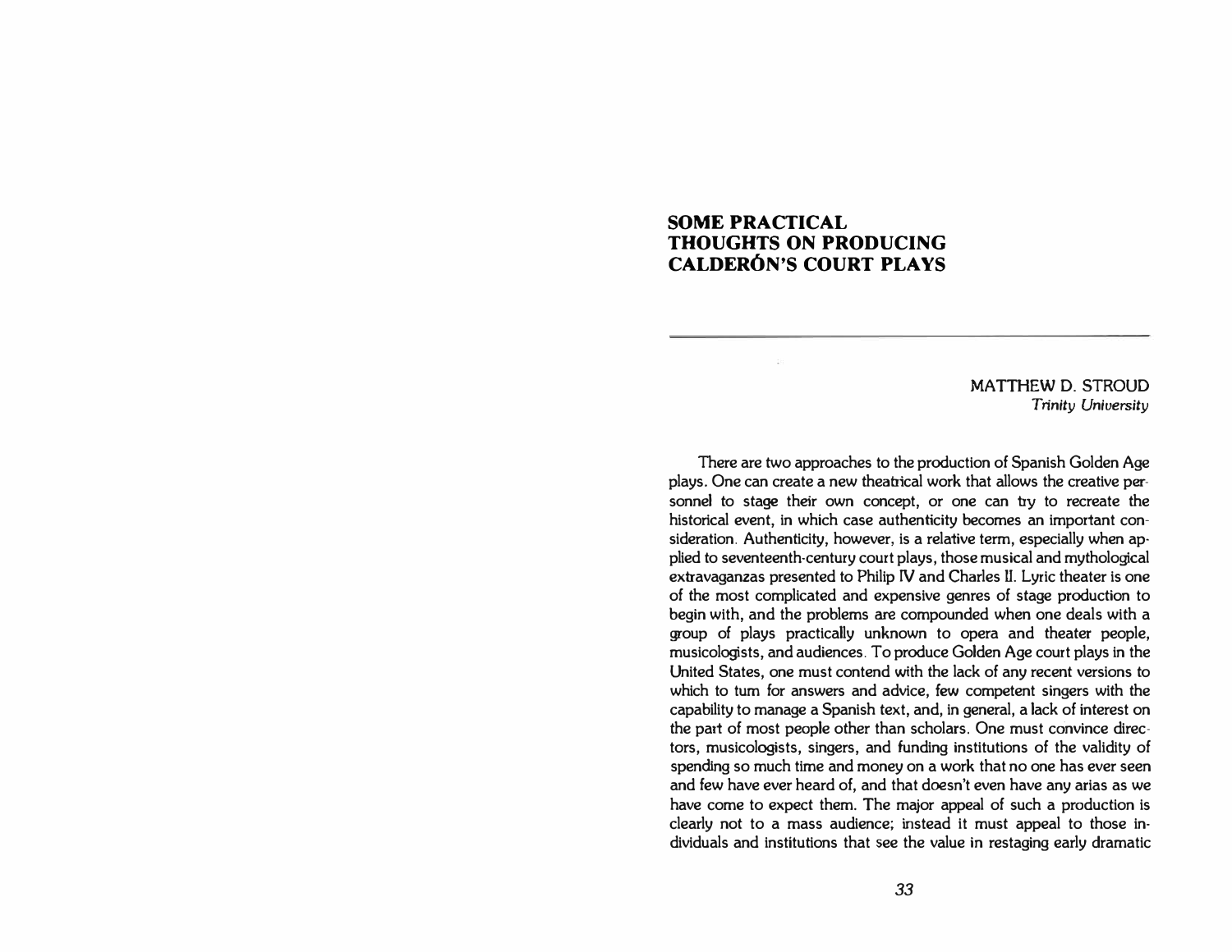# SOME PRACTICAL THOUGHTS ON PRODUCING CALDERÓN'S COURT PLAYS

MATTHEW D. STROUD
*Trinity University*

There are two approaches to the production of Spanish Golden Age plays. One can create a new theatrical work that allows the creative personnel to stage their own concept, or one can try to recreate the historical event, in which case authenticity becomes an important consideration. Authenticity, however, is a relative term, especially when applied to seventeenth-century court plays, those musical and mythological extravaganzas presented to Philip IV and Charles II. Lyric theater is one of the most complicated and expensive genres of stage production to begin with, and the problems are compounded when one deals with a group of plays practically unknown to opera and theater people, musicologists, and audiences. To produce Golden Age court plays in the United States, one must contend with the lack of any recent versions to which to turn for answers and advice, few competent singers with the capability to manage a Spanish text, and, in general, a lack of interest on the part of most people other than scholars. One must convince directors, musicologists, singers, and funding institutions of the validity of spending so much time and money on a work that no one has ever seen and few have ever heard of, and that doesn't even have any arias as we have come to expect them. The major appeal of such a production is clearly not to a mass audience; instead it must appeal to those individuals and institutions that see the value in restaging early dramatic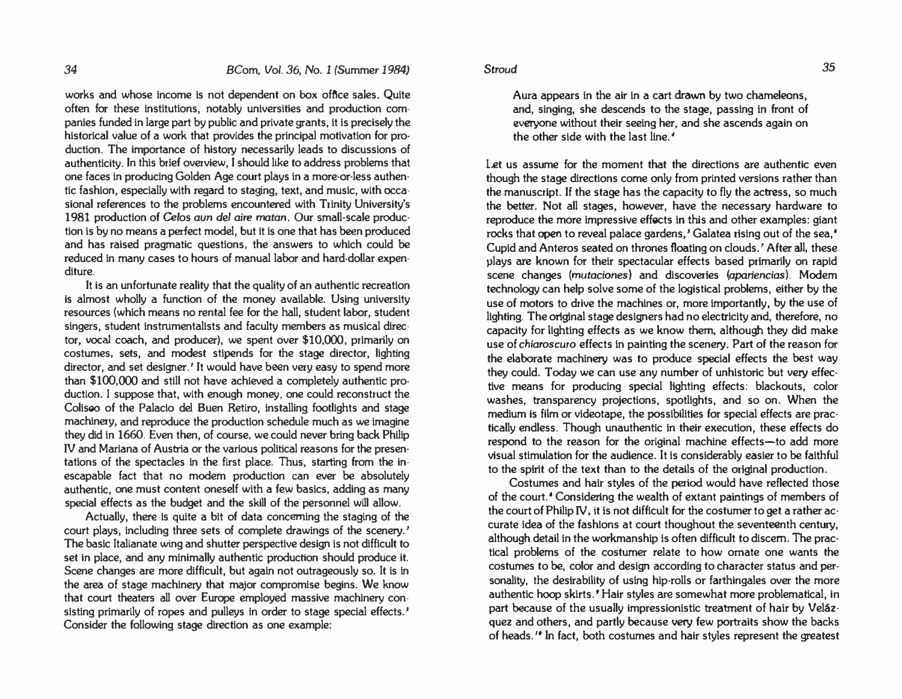works and whose income is not dependent on box office sales. Quite often for these institutions, notably universities and production companies funded in large part by public and private grants, it is precisely the historical value of a work that provides the principal motivation for production. The importance of history necessarily leads to discussions of authenticity. In this brief overview, I should like to address problems that one faces in producing Golden Age court plays in a more-or-less authentic fashion, especially with regard to staging, text, and music, with occasional references to the problems encountered with Trinity University's 1981 production of *Celos aun del aire matan*. Our small-scale production is by no means a perfect model, but it is one that has been produced and has raised pragmatic questions, the answers to which could be reduced in many cases to hours of manual labor and hard-dollar expenditure.

It is an unfortunate reality that the quality of an authentic recreation is almost wholly a function of the money available. Using university resources (which means no rental fee for the hall, student labor, student singers, student instrumentalists and faculty members as musical director, vocal coach, and producer), we spent over $10,000, primarily on costumes, sets, and modest stipends for the stage director, lighting director, and set designer.[1] It would have been very easy to spend more than $100,000 and still not have achieved a completely authentic production. I suppose that, with enough money, one could reconstruct the Coliseo of the Palacio del Buen Retiro, installing footlights and stage machinery, and reproduce the production schedule much as we imagine they did in 1660. Even then, of course, we could never bring back Philip IV and Mariana of Austria or the various political reasons for the presentations of the spectacles in the first place. Thus, starting from the inescapable fact that no modern production can ever be absolutely authentic, one must content oneself with a few basics, adding as many special effects as the budget and the skill of the personnel will allow.

Actually, there is quite a bit of data concerning the staging of the court plays, including three sets of complete drawings of the scenery.[2] The basic Italianate wing and shutter perspective design is not difficult to set in place, and any minimally authentic production should produce it. Scene changes are more difficult, but again not outrageously so. It is in the area of stage machinery that major compromise begins. We know that court theaters all over Europe employed massive machinery consisting primarily of ropes and pulleys in order to stage special effects.[3] Consider the following stage direction as one example:

> Aura appears in the air in a cart drawn by two chameleons, and, singing, she descends to the stage, passing in front of everyone without their seeing her, and she ascends again on the other side with the last line.[4]

Let us assume for the moment that the directions are authentic even though the stage directions come only from printed versions rather than the manuscript. If the stage has the capacity to fly the actress, so much the better. Not all stages, however, have the necessary hardware to reproduce the more impressive effects in this and other examples: giant rocks that open to reveal palace gardens,[5] Galatea rising out of the sea,[6] Cupid and Anteros seated on thrones floating on clouds.[7] After all, these plays are known for their spectacular effects based primarily on rapid scene changes (*mutaciones*) and discoveries (*apariencias*). Modern technology can help solve some of the logistical problems, either by the use of motors to drive the machines or, more importantly, by the use of lighting. The original stage designers had no electricity and, therefore, no capacity for lighting effects as we know them, although they did make use of *chiaroscuro* effects in painting the scenery. Part of the reason for the elaborate machinery was to produce special effects the best way they could. Today we can use any number of unhistoric but very effective means for producing special lighting effects: blackouts, color washes, transparency projections, spotlights, and so on. When the medium is film or videotape, the possibilities for special effects are practically endless. Though unauthentic in their execution, these effects do respond to the reason for the original machine effects—to add more visual stimulation for the audience. It is considerably easier to be faithful to the spirit of the text than to the details of the original production.

Costumes and hair styles of the period would have reflected those of the court.[8] Considering the wealth of extant paintings of members of the court of Philip IV, it is not difficult for the costumer to get a rather accurate idea of the fashions at court thoughout the seventeenth century, although detail in the workmanship is often difficult to discern. The practical problems of the costumer relate to how ornate one wants the costumes to be, color and design according to character status and personality, the desirability of using hip-rolls or farthingales over the more authentic hoop skirts.[9] Hair styles are somewhat more problematical, in part because of the usually impressionistic treatment of hair by Velázquez and others, and partly because very few portraits show the backs of heads.[10] In fact, both costumes and hair styles represent the greatest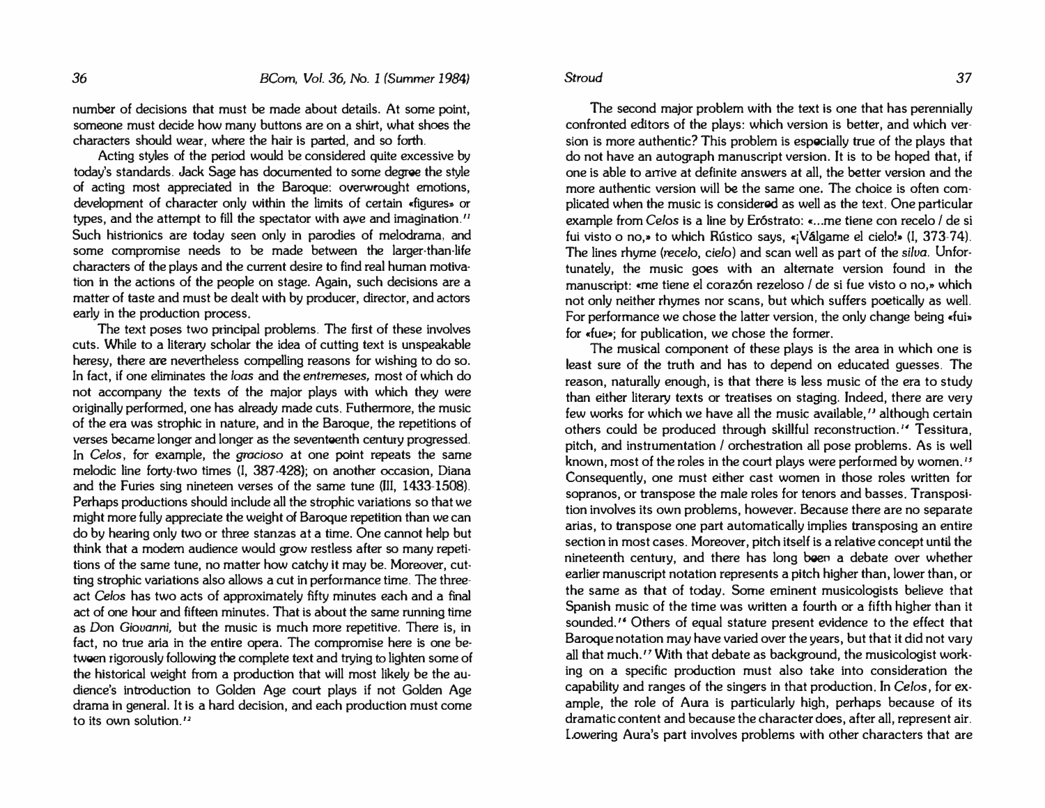number of decisions that must be made about details. At some point, someone must decide how many buttons are on a shirt, what shoes the characters should wear, where the hair is parted, and so forth.

Acting styles of the period would be considered quite excessive by today's standards. Jack Sage has documented to some degree the style of acting most appreciated in the Baroque: overwrought emotions, development of character only within the limits of certain «figures» or types, and the attempt to fill the spectator with awe and imagination.[11] Such histrionics are today seen only in parodies of melodrama, and some compromise needs to be made between the larger-than-life characters of the plays and the current desire to find real human motivation in the actions of the people on stage. Again, such decisions are a matter of taste and must be dealt with by producer, director, and actors early in the production process.

The text poses two principal problems. The first of these involves cuts. While to a literary scholar the idea of cutting text is unspeakable heresy, there are nevertheless compelling reasons for wishing to do so. In fact, if one eliminates the *loas* and the *entremeses*, most of which do not accompany the texts of the major plays with which they were originally performed, one has already made cuts. Futhermore, the music of the era was strophic in nature, and in the Baroque, the repetitions of verses became longer and longer as the seventeenth century progressed. In *Celos*, for example, the *gracioso* at one point repeats the same melodic line forty-two times (I, 387-428); on another occasion, Diana and the Furies sing nineteen verses of the same tune (III, 1433-1508). Perhaps productions should include all the strophic variations so that we might more fully appreciate the weight of Baroque repetition than we can do by hearing only two or three stanzas at a time. One cannot help but think that a modern audience would grow restless after so many repetitions of the same tune, no matter how catchy it may be. Moreover, cutting strophic variations also allows a cut in performance time. The three-act *Celos* has two acts of approximately fifty minutes each and a final act of one hour and fifteen minutes. That is about the same running time as *Don Giovanni*, but the music is much more repetitive. There is, in fact, no true aria in the entire opera. The compromise here is one between rigorously following the complete text and trying to lighten some of the historical weight from a production that will most likely be the audience's introduction to Golden Age court plays if not Golden Age drama in general. It is a hard decision, and each production must come to its own solution.[12]

The second major problem with the text is one that has perennially confronted editors of the plays: which version is better, and which version is more authentic? This problem is especially true of the plays that do not have an autograph manuscript version. It is to be hoped that, if one is able to arrive at definite answers at all, the better version and the more authentic version will be the same one. The choice is often complicated when the music is considered as well as the text. One particular example from *Celos* is a line by Eróstrato: «...me tiene con recelo / de si fui visto o no,» to which Rústico says, «¡Válgame el cielo!» (I, 373-74). The lines rhyme (*recelo*, *cielo*) and scan well as part of the *silva*. Unfortunately, the music goes with an alternate version found in the manuscript: «me tiene el corazón rezeloso / de si fue visto o no,» which not only neither rhymes nor scans, but which suffers poetically as well. For performance we chose the latter version, the only change being «fui» for «fue»; for publication, we chose the former.

The musical component of these plays is the area in which one is least sure of the truth and has to depend on educated guesses. The reason, naturally enough, is that there is less music of the era to study than either literary texts or treatises on staging. Indeed, there are very few works for which we have all the music available,[13] although certain others could be produced through skillful reconstruction.[14] Tessitura, pitch, and instrumentation / orchestration all pose problems. As is well known, most of the roles in the court plays were performed by women.[15] Consequently, one must either cast women in those roles written for sopranos, or transpose the male roles for tenors and basses. Transposition involves its own problems, however. Because there are no separate arias, to transpose one part automatically implies transposing an entire section in most cases. Moreover, pitch itself is a relative concept until the nineteenth century, and there has long been a debate over whether earlier manuscript notation represents a pitch higher than, lower than, or the same as that of today. Some eminent musicologists believe that Spanish music of the time was written a fourth or a fifth higher than it sounded.[16] Others of equal stature present evidence to the effect that Baroque notation may have varied over the years, but that it did not vary all that much.[17] With that debate as background, the musicologist working on a specific production must also take into consideration the capability and ranges of the singers in that production. In *Celos*, for example, the role of Aura is particularly high, perhaps because of its dramatic content and because the character does, after all, represent air. Lowering Aura's part involves problems with other characters that are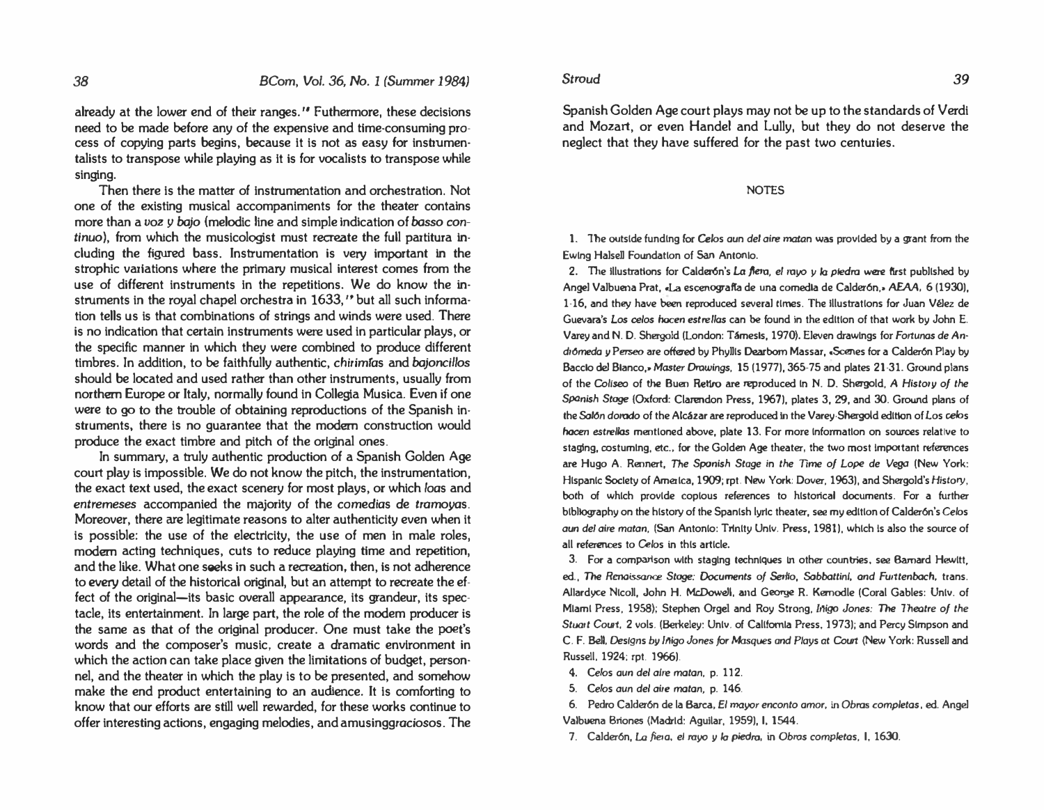already at the lower end of their ranges.[4] Futhermore, these decisions need to be made before any of the expensive and time-consuming process of copying parts begins, because it is not as easy for instrumentalists to transpose while playing as it is for vocalists to transpose while singing.

Then there is the matter of instrumentation and orchestration. Not one of the existing musical accompaniments for the theater contains more than a *voz y bajo* (melodic line and simple indication of *basso continuo*), from which the musicologist must recreate the full partitura including the figured bass. Instrumentation is very important in the strophic variations where the primary musical interest comes from the use of different instruments in the repetitions. We do know the instruments in the royal chapel orchestra in 1633,[5] but all such information tells us is that combinations of strings and winds were used. There is no indication that certain instruments were used in particular plays, or the specific manner in which they were combined to produce different timbres. In addition, to be faithfully authentic, *chirimías* and *bajoncillos* should be located and used rather than other instruments, usually from northern Europe or Italy, normally found in Collegia Musica. Even if one were to go to the trouble of obtaining reproductions of the Spanish instruments, there is no guarantee that the modern construction would produce the exact timbre and pitch of the original ones.

In summary, a truly authentic production of a Spanish Golden Age court play is impossible. We do not know the pitch, the instrumentation, the exact text used, the exact scenery for most plays, or which *loas* and *entremeses* accompanied the majority of the *comedias de tramoyas*. Moreover, there are legitimate reasons to alter authenticity even when it is possible: the use of the electricity, the use of men in male roles, modern acting techniques, cuts to reduce playing time and repetition, and the like. What one seeks in such a recreation, then, is not adherence to every detail of the historical original, but an attempt to recreate the effect of the original—its basic overall appearance, its grandeur, its spectacle, its entertainment. In large part, the role of the modem producer is the same as that of the original producer. One must take the poet's words and the composer's music, create a dramatic environment in which the action can take place given the limitations of budget, personnel, and the theater in which the play is to be presented, and somehow make the end product entertaining to an audience. It is comforting to know that our efforts are still well rewarded, for these works continue to offer interesting actions, engaging melodies, and amusing *graciosos*. The Spanish Golden Age court plays may not be up to the standards of Verdi and Mozart, or even Handel and Lully, but they do not deserve the neglect that they have suffered for the past two centuries.

## NOTES

1. The outside funding for *Celos aun del aire matan* was provided by a grant from the Ewing Halsell Foundation of San Antonio.

2. The illustrations for Calderón's *La fiera, el rayo y la piedra* were first published by Angel Valbuena Prat, «La escenografía de una comedia de Calderón,» *AEAA*, 6 (1930), 1-16, and they have been reproduced several times. The illustrations for Juan Vélez de Guevara's *Los celos hacen estrellas* can be found in the edition of that work by John E. Varey and N. D. Shergold (London: Támesis, 1970). Eleven drawings for *Fortunas de Andrómeda y Perseo* are offered by Phyllis Dearborn Massar, «Scenes for a Calderón Play by Baccio del Bianco,» *Master Drawings*, 15 (1977), 365-75 and plates 21-31. Ground plans of the *Coliseo* of the Buen Retiro are reproduced in N. D. Shergold, *A History of the Spanish Stage* (Oxford: Clarendon Press, 1967), plates 3, 29, and 30. Ground plans of the *Salón dorado* of the Alcázar are reproduced in the Varey-Shergold edition of *Los celos hacen estrellas* mentioned above, plate 13. For more information on sources relative to staging, costuming, etc., for the Golden Age theater, the two most important references are Hugo A. Rennert, *The Spanish Stage in the Time of Lope de Vega* (New York: Hispanic Society of America, 1909; rpt. New York: Dover, 1963), and Shergold's *History*, both of which provide copious references to historical documents. For a further bibliography on the history of the Spanish lyric theater, see my edition of Calderón's *Celos aun del aire matan*, (San Antonio: Trinity Univ. Press, 1981), which is also the source of all references to *Celos* in this article.

3. For a comparison with staging techniques in other countries, see Barnard Hewitt, ed., *The Renaissance Stage: Documents of Serlio, Sabbattini, and Furttenbach*, trans. Allardyce Nicoll, John H. McDowell, and George R. Kernodle (Coral Gables: Univ. of Miami Press, 1958); Stephen Orgel and Roy Strong, *Inigo Jones: The Theatre of the Stuart Court*, 2 vols. (Berkeley: Univ. of California Press, 1973); and Percy Simpson and C. F. Bell, *Designs by Inigo Jones for Masques and Plays at Court* (New York: Russell and Russell, 1924; rpt. 1966).

4. *Celos aun del aire matan*, p. 112.

5. *Celos aun del aire matan*, p. 146.

6. Pedro Calderón de la Barca, *El mayor encanto amor*, in *Obras completas*, ed. Angel Valbuena Briones (Madrid: Aguilar, 1959), I, 1544.

7. Calderón, *La fiera, el rayo y la piedra*, in *Obras completas*, I, 1630.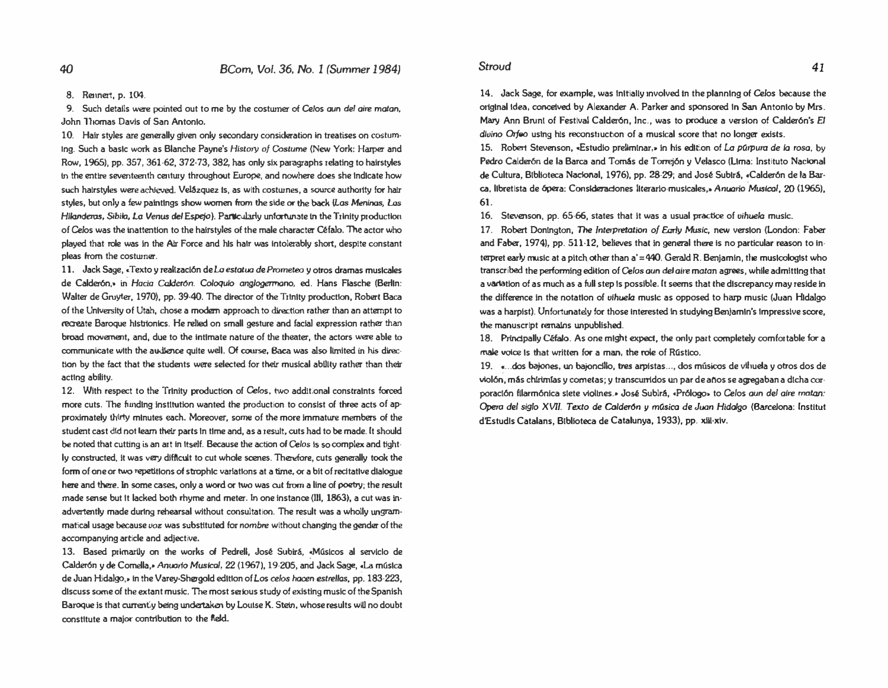8. Reinert, p. 104.

9. Such details were pointed out to me by the costumer of *Celos aun del aire matan*, John Thomas Davis of San Antonio.

10. Hair styles are generally given only secondary consideration in treatises on costuming. Such a basic work as Blanche Payne's *History of Costume* (New York: Harper and Row, 1965), pp. 357, 361-62, 372-73, 382, has only six paragraphs relating to hairstyles in the entire seventeenth century throughout Europe, and nowhere does she indicate how such hairstyles were achieved. Velázquez is, as with costumes, a source authority for hair styles, but only a few paintings show women from the side or the back (*Las Meninas, Las Hilanderas, Sibila, La Venus del Espejo*). Particularly unfortunate in the Trinity production of *Celos* was the inattention to the hairstyles of the male character Céfalo. The actor who played that role was in the Air Force and his hair was intolerably short, despite constant pleas from the costumer.

11. Jack Sage, «Texto y realización de *La estatua de Prometeo* y otros dramas musicales de Calderón,» in *Hacia Calderón. Coloquio anglogermano*, ed. Hans Flasche (Berlin: Walter de Gruyter, 1970), pp. 39-40. The director of the Trinity production, Robert Baca of the University of Utah, chose a modern approach to direction rather than an attempt to recreate Baroque histrionics. He relied on small gesture and facial expression rather than broad movement, and, due to the intimate nature of the theater, the actors were able to communicate with the audience quite well. Of course, Baca was also limited in his direction by the fact that the students were selected for their musical ability rather than their acting ability.

12. With respect to the Trinity production of *Celos*, two additional constraints forced more cuts. The funding institution wanted the production to consist of three acts of approximately thirty minutes each. Moreover, some of the more immature members of the student cast did not learn their parts in time and, as a result, cuts had to be made. It should be noted that cutting is an art in itself. Because the action of *Celos* is so complex and tightly constructed, it was very difficult to cut whole scenes. Therefore, cuts generally took the form of one or two repetitions of strophic variations at a time, or a bit of recitative dialogue here and there. In some cases, only a word or two was cut from a line of poetry; the result made sense but it lacked both rhyme and meter. In one instance (III, 1863), a cut was inadvertently made during rehearsal without consultation. The result was a wholly ungrammatical usage because *voz* was substituted for *nombre* without changing the gender of the accompanying article and adjective.

13. Based primarily on the works of Pedrell, José Subirá, «Músicos al servicio de Calderón y de Comella,» *Anuario Musical*, 22 (1967), 19-205, and Jack Sage, «La música de Juan Hidalgo,» in the Varey-Shergold edition of *Los celos hacen estrellas*, pp. 183-223, discuss some of the extant music. The most serious study of existing music of the Spanish Baroque is that currently being undertaken by Louise K. Stein, whose results will no doubt constitute a major contribution to the field.

14. Jack Sage, for example, was initially involved in the planning of *Celos* because the original idea, conceived by Alexander A. Parker and sponsored in San Antonio by Mrs. Mary Ann Brunt of Festival Calderón, Inc., was to produce a version of Calderón's *El divino Orfeo* using his reconstruction of a musical score that no longer exists.

15. Robert Stevenson, «Estudio preliminar,» in his edition of *La púrpura de la rosa*, by Pedro Calderón de la Barca and Tomás de Torrejón y Velasco (Lima: Instituto Nacional de Cultura, Biblioteca Nacional, 1976), pp. 28-29; and José Subirá, «Calderón de la Barca, libretista de ópera: Consideraciones literario-musicales,» *Anuario Musical*, 20 (1965), 61.

16. Stevenson, pp. 65-66, states that it was a usual practice of *vihuela* music.

17. Robert Donington, *The Interpretation of Early Music*, new version (London: Faber and Faber, 1974), pp. 511-12, believes that in general there is no particular reason to interpret early music at a pitch other than a' = 440. Gerald R. Benjamin, the musicologist who transcribed the performing edition of *Celos aun del aire matan* agrees, while admitting that a variation of as much as a full step is possible. It seems that the discrepancy may reside in the difference in the notation of *vihuela* music as opposed to harp music (Juan Hidalgo was a harpist). Unfortunately for those interested in studying Benjamin's impressive score, the manuscript remains unpublished.

18. Principally Céfalo. As one might expect, the only part completely comfortable for a male voice is that written for a man, the role of Rústico.

19. «...dos bajones, un bajoncillo, tres arpistas..., dos músicos de vihuela y otros dos de violón, más chirimías y cornetas; y transcurridos un par de años se agregaban a dicha corporación filarmónica siete violines.» José Subirá, «Prólogo» to *Celos aun del aire matan: Opera del siglo XVII. Texto de Calderón y música de Juan Hidalgo* (Barcelona: Institut d'Estudis Catalans, Biblioteca de Catalunya, 1933), pp. xiii-xiv.